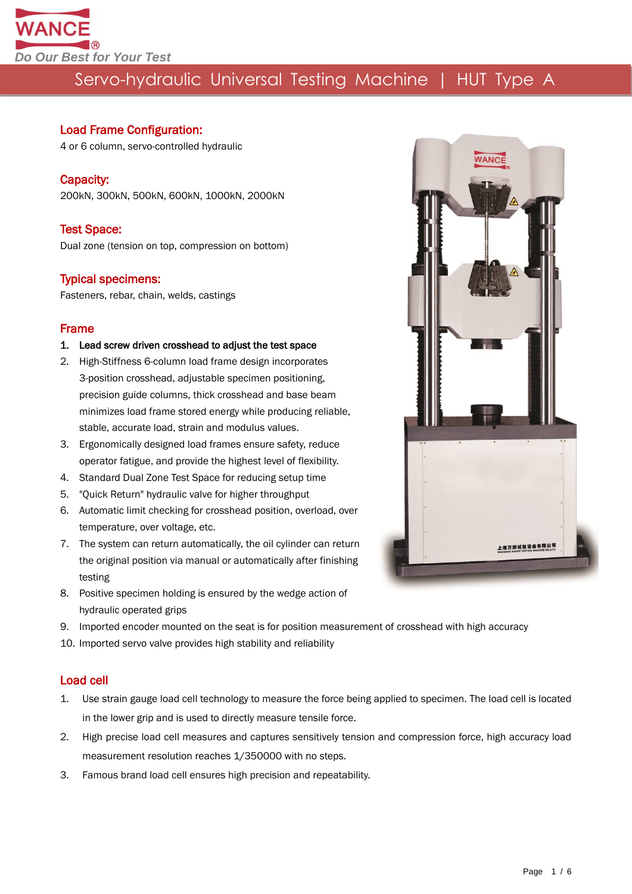WANCE®
*Do Our Best for Your Test*

# Servo-hydraulic Universal Testing Machine | HUT Type A

## Load Frame Configuration:

4 or 6 column, servo-controlled hydraulic

## Capacity:

200kN, 300kN, 500kN, 600kN, 1000kN, 2000kN

## Test Space:

Dual zone (tension on top, compression on bottom)

## Typical specimens:

Fasteners, rebar, chain, welds, castings

## Frame

1. **Lead screw driven crosshead to adjust the test space**
2. High-Stiffness 6-column load frame design incorporates 3-position crosshead, adjustable specimen positioning, precision guide columns, thick crosshead and base beam minimizes load frame stored energy while producing reliable, stable, accurate load, strain and modulus values.
3. Ergonomically designed load frames ensure safety, reduce operator fatigue, and provide the highest level of flexibility.
4. Standard Dual Zone Test Space for reducing setup time
5. "Quick Return" hydraulic valve for higher throughput
6. Automatic limit checking for crosshead position, overload, over temperature, over voltage, etc.
7. The system can return automatically, the oil cylinder can return the original position via manual or automatically after finishing testing
8. Positive specimen holding is ensured by the wedge action of hydraulic operated grips
9. Imported encoder mounted on the seat is for position measurement of crosshead with high accuracy
10. Imported servo valve provides high stability and reliability

## Load cell

1. Use strain gauge load cell technology to measure the force being applied to specimen. The load cell is located in the lower grip and is used to directly measure tensile force.
2. High precise load cell measures and captures sensitively tension and compression force, high accuracy load measurement resolution reaches 1/350000 with no steps.
3. Famous brand load cell ensures high precision and repeatability.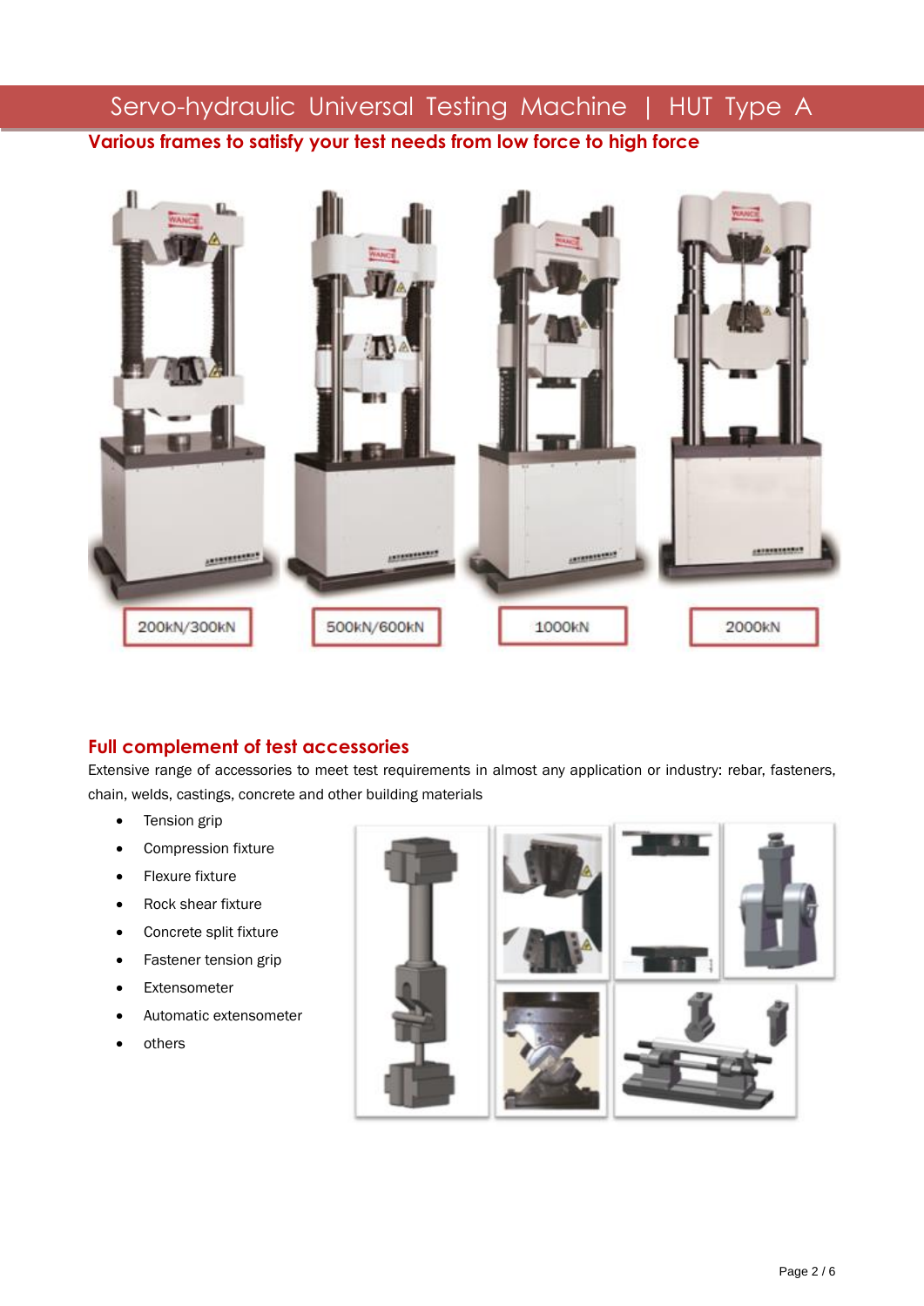# Servo-hydraulic Universal Testing Machine | HUT Type A

## Various frames to satisfy your test needs from low force to high force

200kN/300kN

500kN/600kN

1000kN

2000kN

## Full complement of test accessories

Extensive range of accessories to meet test requirements in almost any application or industry: rebar, fasteners, chain, welds, castings, concrete and other building materials

- Tension grip
- Compression fixture
- Flexure fixture
- Rock shear fixture
- Concrete split fixture
- Fastener tension grip
- Extensometer
- Automatic extensometer
- others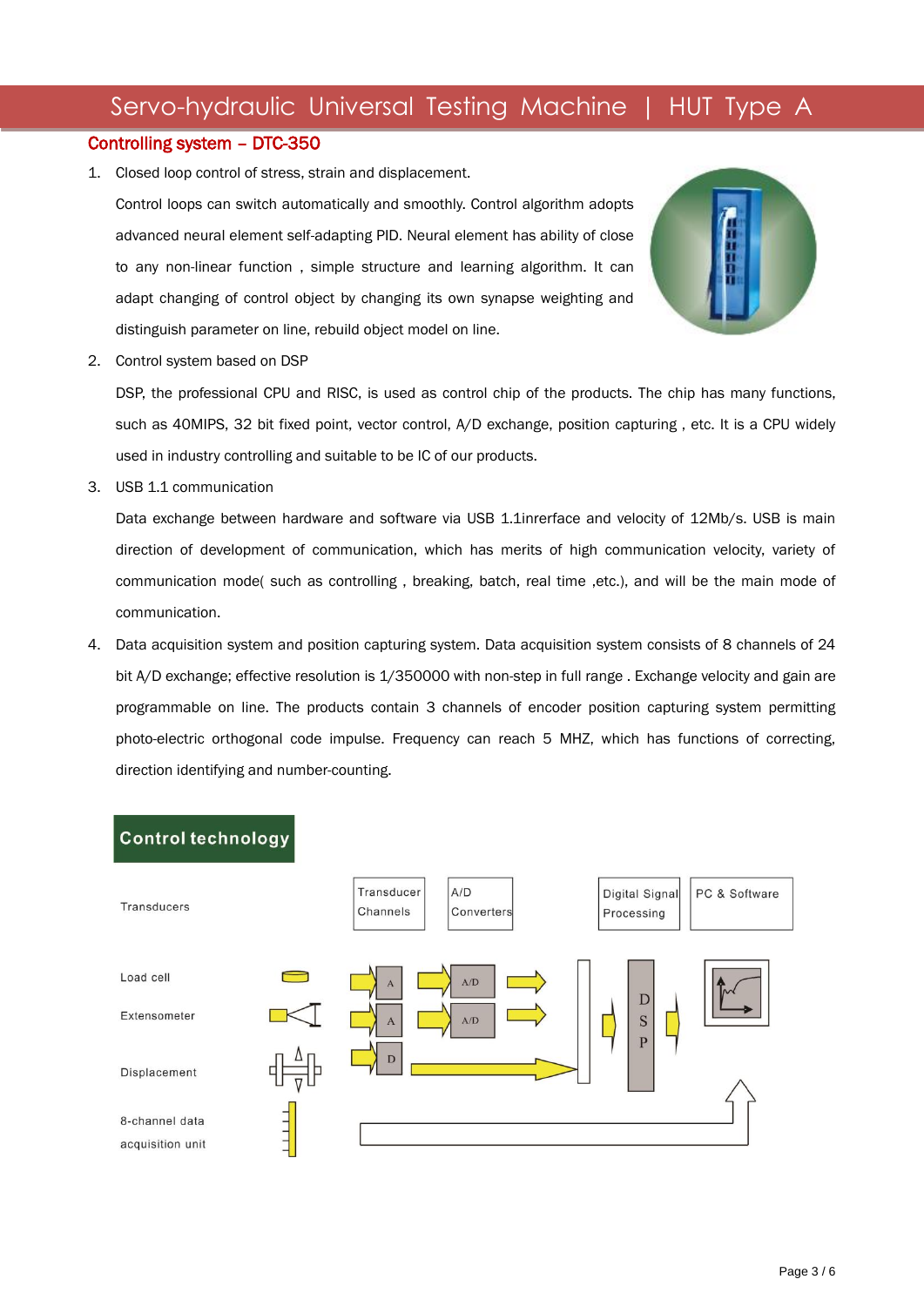## Controlling system – DTC-350

1. Closed loop control of stress, strain and displacement.

   Control loops can switch automatically and smoothly. Control algorithm adopts advanced neural element self-adapting PID. Neural element has ability of close to any non-linear function , simple structure and learning algorithm. It can adapt changing of control object by changing its own synapse weighting and distinguish parameter on line, rebuild object model on line.

2. Control system based on DSP

   DSP, the professional CPU and RISC, is used as control chip of the products. The chip has many functions, such as 40MIPS, 32 bit fixed point, vector control, A/D exchange, position capturing , etc. It is a CPU widely used in industry controlling and suitable to be IC of our products.

3. USB 1.1 communication

   Data exchange between hardware and software via USB 1.1inrerface and velocity of 12Mb/s. USB is main direction of development of communication, which has merits of high communication velocity, variety of communication mode( such as controlling , breaking, batch, real time ,etc.), and will be the main mode of communication.

4. Data acquisition system and position capturing system. Data acquisition system consists of 8 channels of 24 bit A/D exchange; effective resolution is 1/350000 with non-step in full range . Exchange velocity and gain are programmable on line. The products contain 3 channels of encoder position capturing system permitting photo-electric orthogonal code impulse. Frequency can reach 5 MHZ, which has functions of correcting, direction identifying and number-counting.

## Control technology

Transducers | Transducer Channels | A/D Converters | Digital Signal Processing | PC & Software

Load cell

Extensometer

Displacement

8-channel data acquisition unit

A | A/D

A | A/D

D

DSP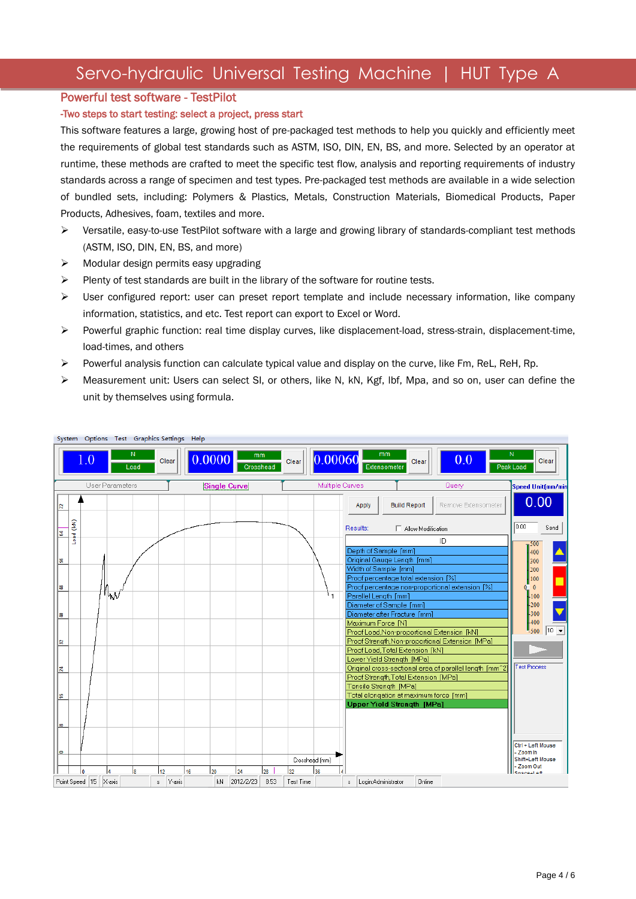# Servo-hydraulic Universal Testing Machine | HUT Type A

## Powerful test software - TestPilot

### -Two steps to start testing: select a project, press start

This software features a large, growing host of pre-packaged test methods to help you quickly and efficiently meet the requirements of global test standards such as ASTM, ISO, DIN, EN, BS, and more. Selected by an operator at runtime, these methods are crafted to meet the specific test flow, analysis and reporting requirements of industry standards across a range of specimen and test types. Pre-packaged test methods are available in a wide selection of bundled sets, including: Polymers & Plastics, Metals, Construction Materials, Biomedical Products, Paper Products, Adhesives, foam, textiles and more.

- Versatile, easy-to-use TestPilot software with a large and growing library of standards-compliant test methods (ASTM, ISO, DIN, EN, BS, and more)
- Modular design permits easy upgrading
- Plenty of test standards are built in the library of the software for routine tests.
- User configured report: user can preset report template and include necessary information, like company information, statistics, and etc. Test report can export to Excel or Word.
- Powerful graphic function: real time display curves, like displacement-load, stress-strain, displacement-time, load-times, and others
- Powerful analysis function can calculate typical value and display on the curve, like Fm, ReL, ReH, Rp.
- Measurement unit: Users can select SI, or others, like N, kN, Kgf, lbf, Mpa, and so on, user can define the unit by themselves using formula.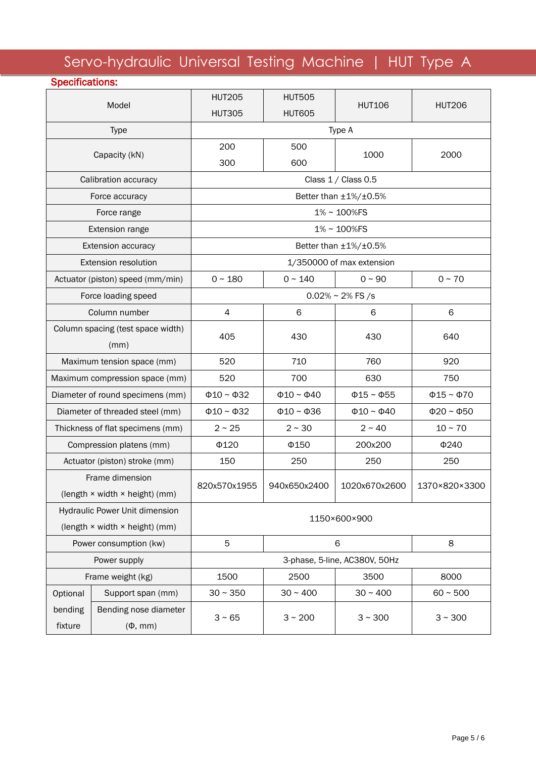# Servo-hydraulic Universal Testing Machine | HUT Type A

**Specifications:**

| Model | | HUT205<br>HUT305 | HUT505<br>HUT605 | HUT106 | HUT206 |
|---|---|---|---|---|---|
| Type | | Type A | | | |
| Capacity (kN) | | 200<br>300 | 500<br>600 | 1000 | 2000 |
| Calibration accuracy | | Class 1 / Class 0.5 | | | |
| Force accuracy | | Better than ±1%/±0.5% | | | |
| Force range | | 1% ~ 100%FS | | | |
| Extension range | | 1% ~ 100%FS | | | |
| Extension accuracy | | Better than ±1%/±0.5% | | | |
| Extension resolution | | 1/350000 of max extension | | | |
| Actuator (piston) speed (mm/min) | | 0 ~ 180 | 0 ~ 140 | 0 ~ 90 | 0 ~ 70 |
| Force loading speed | | 0.02% ~ 2% FS /s | | | |
| Column number | | 4 | 6 | 6 | 6 |
| Column spacing (test space width) (mm) | | 405 | 430 | 430 | 640 |
| Maximum tension space (mm) | | 520 | 710 | 760 | 920 |
| Maximum compression space (mm) | | 520 | 700 | 630 | 750 |
| Diameter of round specimens (mm) | | Φ10 ~ Φ32 | Φ10 ~ Φ40 | Φ15 ~ Φ55 | Φ15 ~ Φ70 |
| Diameter of threaded steel (mm) | | Φ10 ~ Φ32 | Φ10 ~ Φ36 | Φ10 ~ Φ40 | Φ20 ~ Φ50 |
| Thickness of flat specimens (mm) | | 2 ~ 25 | 2 ~ 30 | 2 ~ 40 | 10 ~ 70 |
| Compression platens (mm) | | Φ120 | Φ150 | 200x200 | Φ240 |
| Actuator (piston) stroke (mm) | | 150 | 250 | 250 | 250 |
| Frame dimension (length × width × height) (mm) | | 820x570x1955 | 940x650x2400 | 1020x670x2600 | 1370×820×3300 |
| Hydraulic Power Unit dimension (length × width × height) (mm) | | 1150×600×900 | | | |
| Power consumption (kw) | | 5 | 6 | | 8 |
| Power supply | | 3-phase, 5-line, AC380V, 50Hz | | | |
| Frame weight (kg) | | 1500 | 2500 | 3500 | 8000 |
| Optional bending fixture | Support span (mm) | 30 ~ 350 | 30 ~ 400 | 30 ~ 400 | 60 ~ 500 |
| | Bending nose diameter (Φ, mm) | 3 ~ 65 | 3 ~ 200 | 3 ~ 300 | 3 ~ 300 |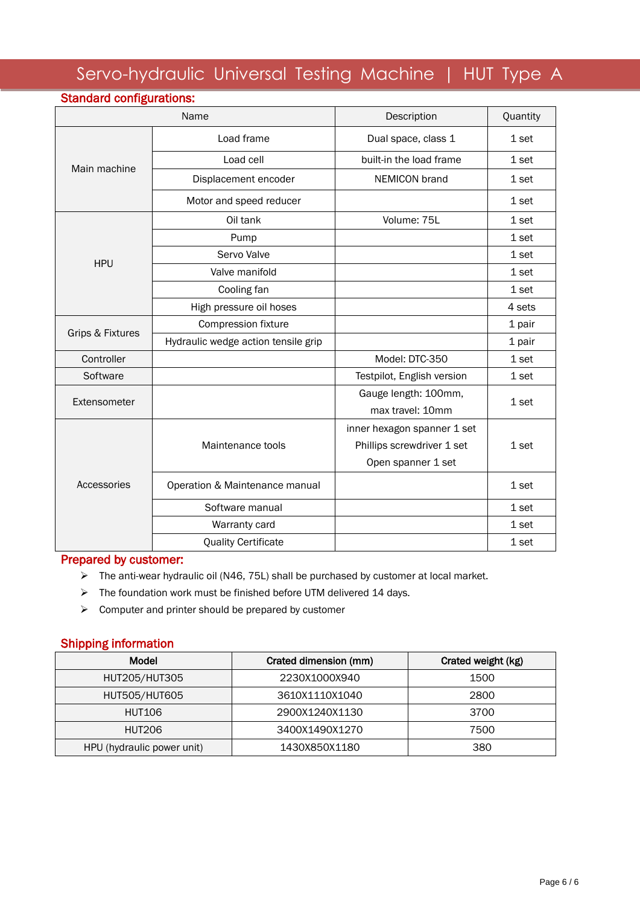## Standard configurations:

| Name | | Description | Quantity |
|---|---|---|---|
| Main machine | Load frame | Dual space, class 1 | 1 set |
| | Load cell | built-in the load frame | 1 set |
| | Displacement encoder | NEMICON brand | 1 set |
| | Motor and speed reducer | | 1 set |
| HPU | Oil tank | Volume: 75L | 1 set |
| | Pump | | 1 set |
| | Servo Valve | | 1 set |
| | Valve manifold | | 1 set |
| | Cooling fan | | 1 set |
| | High pressure oil hoses | | 4 sets |
| Grips & Fixtures | Compression fixture | | 1 pair |
| | Hydraulic wedge action tensile grip | | 1 pair |
| Controller | | Model: DTC-350 | 1 set |
| Software | | Testpilot, English version | 1 set |
| Extensometer | | Gauge length: 100mm, max travel: 10mm | 1 set |
| Accessories | Maintenance tools | inner hexagon spanner 1 set Phillips screwdriver 1 set Open spanner 1 set | 1 set |
| | Operation & Maintenance manual | | 1 set |
| | Software manual | | 1 set |
| | Warranty card | | 1 set |
| | Quality Certificate | | 1 set |

## Prepared by customer:

- The anti-wear hydraulic oil (N46, 75L) shall be purchased by customer at local market.
- The foundation work must be finished before UTM delivered 14 days.
- Computer and printer should be prepared by customer

## Shipping information

| Model | Crated dimension (mm) | Crated weight (kg) |
|---|---|---|
| HUT205/HUT305 | 2230X1000X940 | 1500 |
| HUT505/HUT605 | 3610X1110X1040 | 2800 |
| HUT106 | 2900X1240X1130 | 3700 |
| HUT206 | 3400X1490X1270 | 7500 |
| HPU (hydraulic power unit) | 1430X850X1180 | 380 |